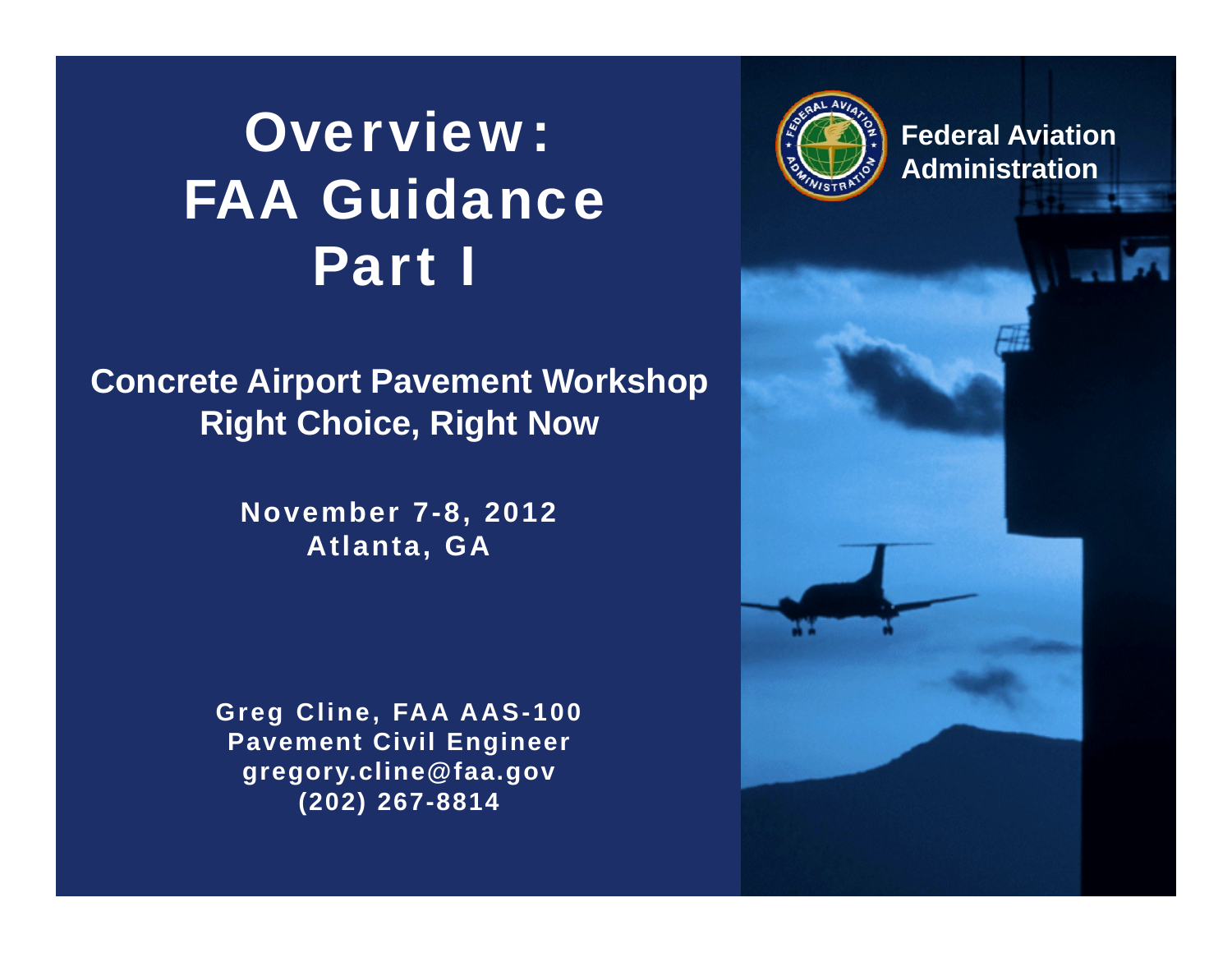# Overview: FAA Guidance Part I

**Concrete Airport Pavement Workshop**
**Right Choice, Right Now**

**November 7-8, 2012**
**Atlanta, GA**

**Greg Cline, FAA AAS-100**
**Pavement Civil Engineer**
**gregory.cline@faa.gov**
**(202) 267-8814**

**Federal Aviation Administration**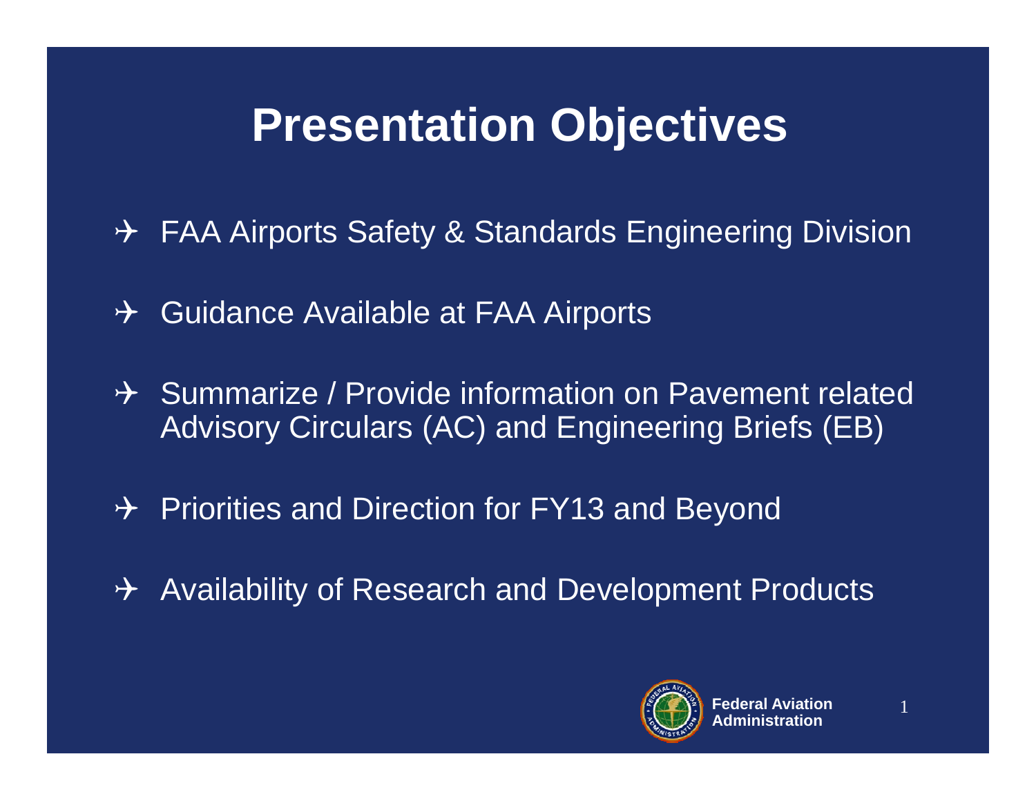# Presentation Objectives

- FAA Airports Safety & Standards Engineering Division
- Guidance Available at FAA Airports
- Summarize / Provide information on Pavement related Advisory Circulars (AC) and Engineering Briefs (EB)
- Priorities and Direction for FY13 and Beyond
- Availability of Research and Development Products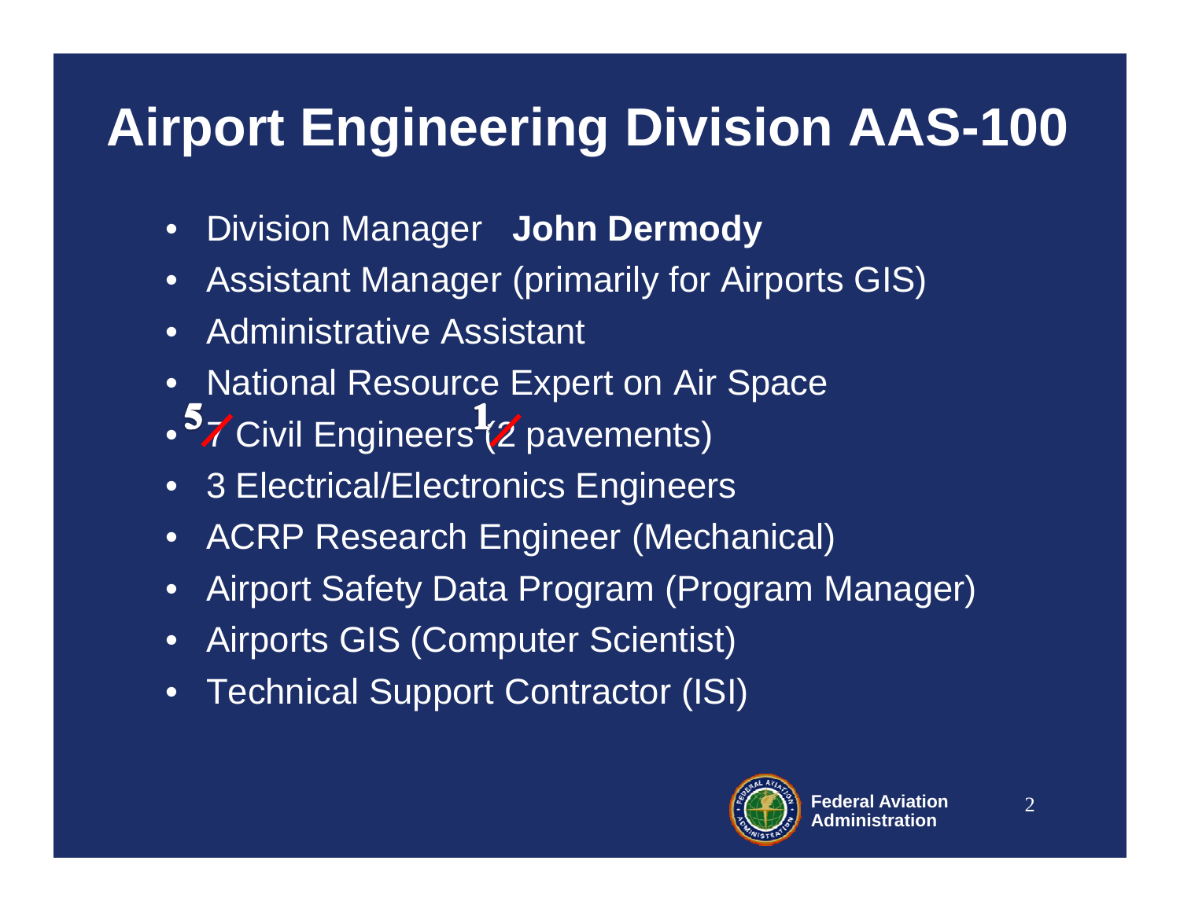# Airport Engineering Division AAS-100

- Division Manager **John Dermody**
- Assistant Manager (primarily for Airports GIS)
- Administrative Assistant
- National Resource Expert on Air Space
- 5 ~~7~~ Civil Engineers (1 ~~2~~ pavements)
- 3 Electrical/Electronics Engineers
- ACRP Research Engineer (Mechanical)
- Airport Safety Data Program (Program Manager)
- Airports GIS (Computer Scientist)
- Technical Support Contractor (ISI)

Federal Aviation Administration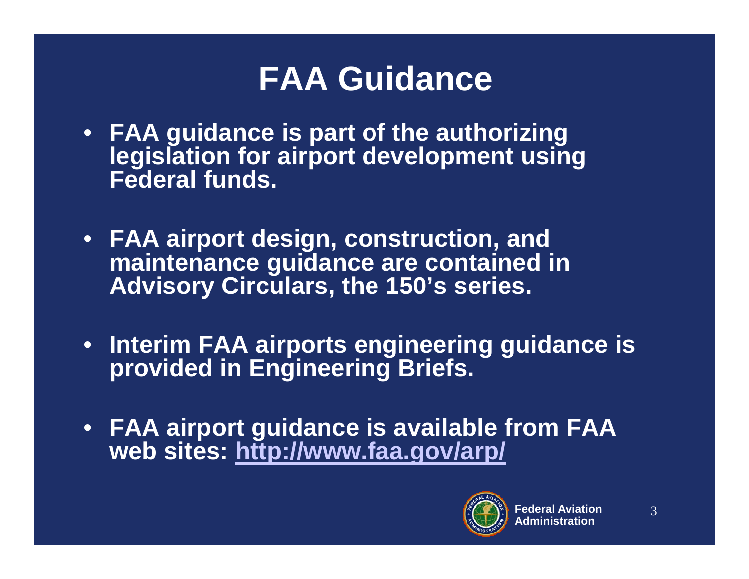# FAA Guidance

- FAA guidance is part of the authorizing legislation for airport development using Federal funds.
- FAA airport design, construction, and maintenance guidance are contained in Advisory Circulars, the 150's series.
- Interim FAA airports engineering guidance is provided in Engineering Briefs.
- FAA airport guidance is available from FAA web sites: http://www.faa.gov/arp/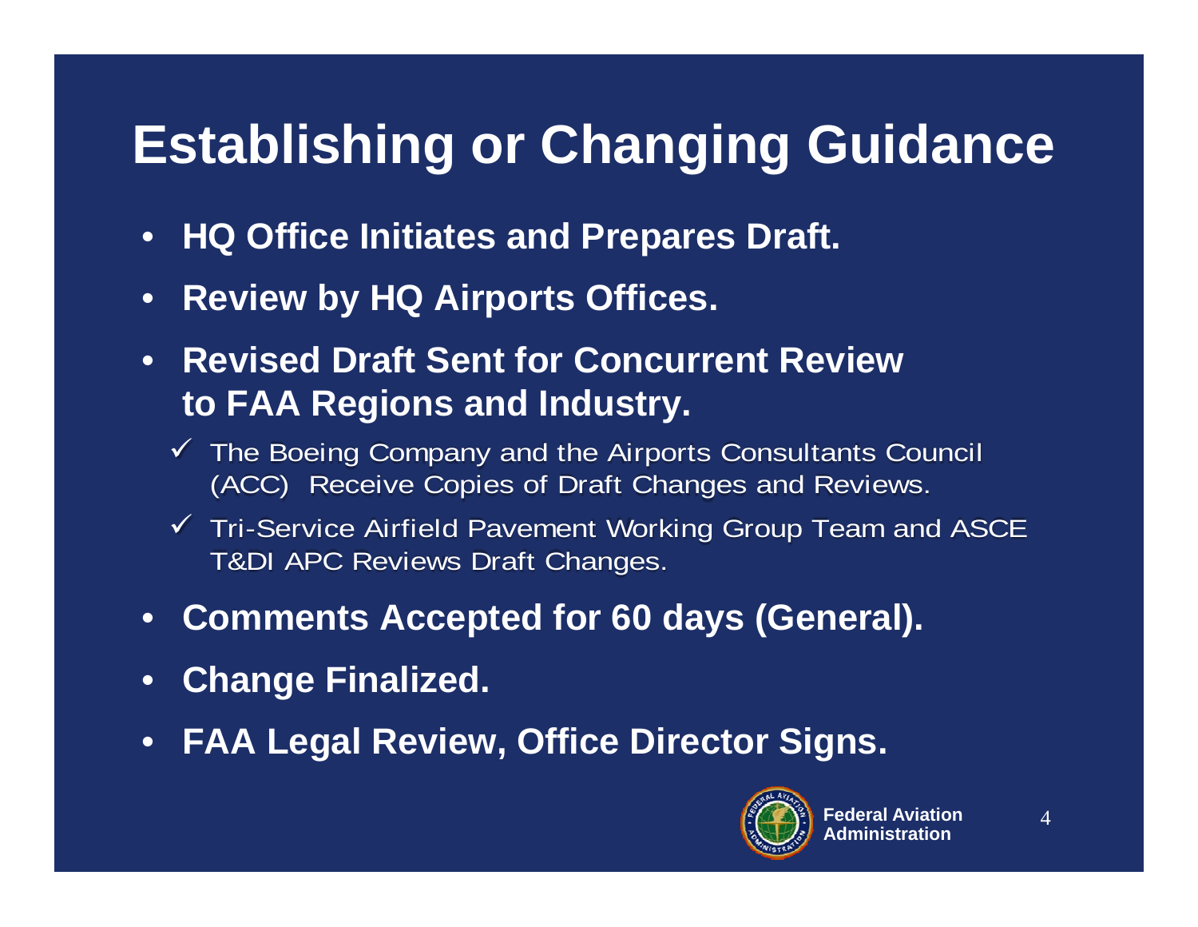# Establishing or Changing Guidance

- **HQ Office Initiates and Prepares Draft.**
- **Review by HQ Airports Offices.**
- **Revised Draft Sent for Concurrent Review to FAA Regions and Industry.**
  - ✓ The Boeing Company and the Airports Consultants Council (ACC) Receive Copies of Draft Changes and Reviews.
  - ✓ Tri-Service Airfield Pavement Working Group Team and ASCE T&DI APC Reviews Draft Changes.
- **Comments Accepted for 60 days (General).**
- **Change Finalized.**
- **FAA Legal Review, Office Director Signs.**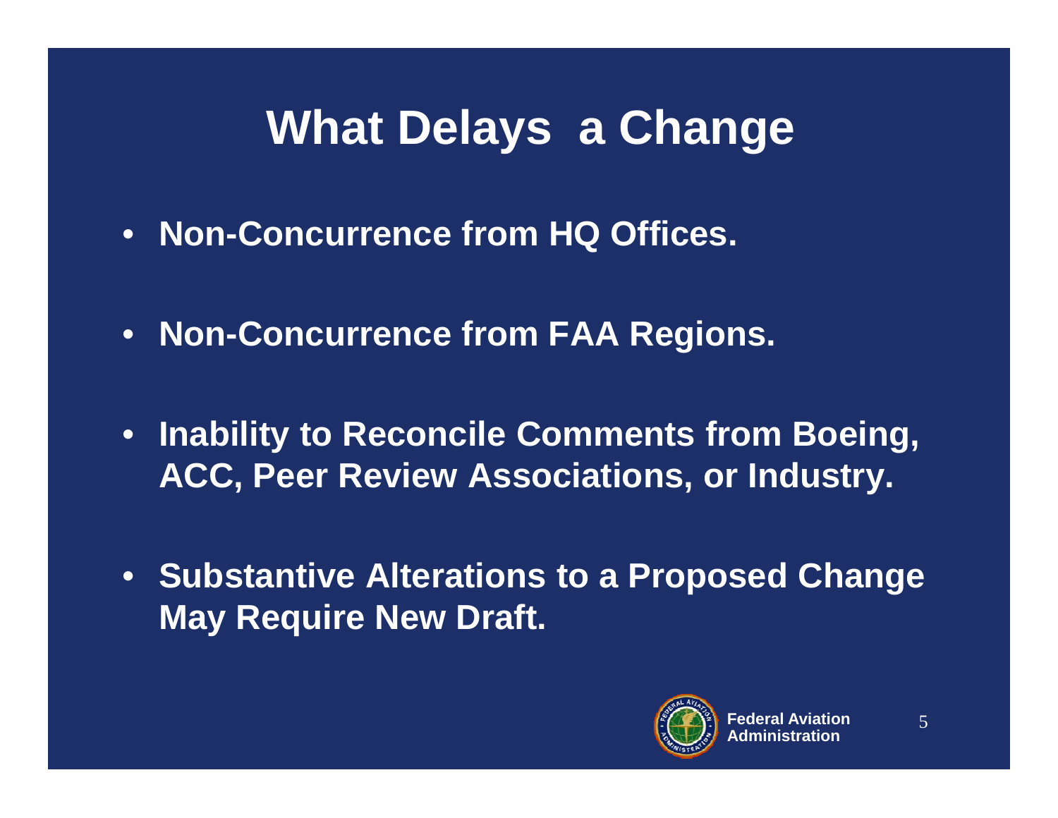# What Delays a Change

- **Non-Concurrence from HQ Offices.**
- **Non-Concurrence from FAA Regions.**
- **Inability to Reconcile Comments from Boeing, ACC, Peer Review Associations, or Industry.**
- **Substantive Alterations to a Proposed Change May Require New Draft.**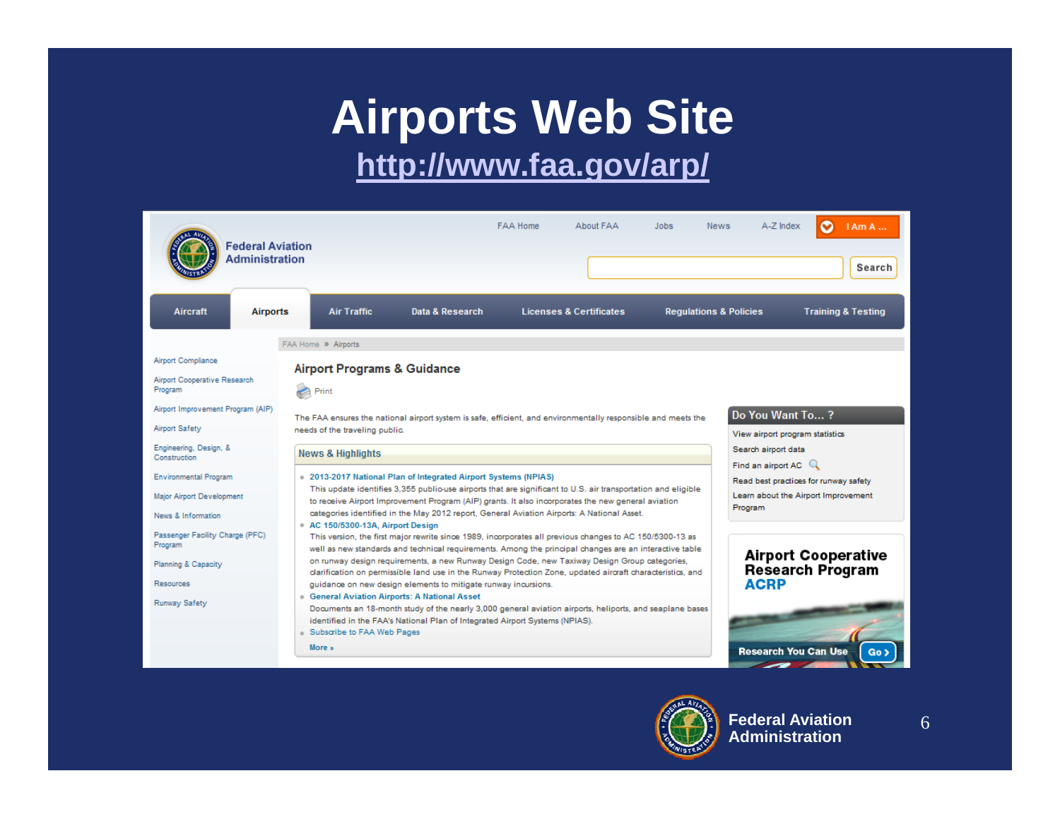# Airports Web Site

http://www.faa.gov/arp/

FAA Home | About FAA | Jobs | News | A-Z Index | I Am A ...

Federal Aviation Administration

Search

Aircraft | Airports | Air Traffic | Data & Research | Licenses & Certificates | Regulations & Policies | Training & Testing

FAA Home » Airports

- Airport Compliance
- Airport Cooperative Research Program
- Airport Improvement Program (AIP)
- Airport Safety
- Engineering, Design, & Construction
- Environmental Program
- Major Airport Development
- News & Information
- Passenger Facility Charge (PFC) Program
- Planning & Capacity
- Resources
- Runway Safety

## Airport Programs & Guidance

Print

The FAA ensures the national airport system is safe, efficient, and environmentally responsible and meets the needs of the traveling public.

### News & Highlights

- **2013-2017 National Plan of Integrated Airport Systems (NPIAS)**
  This update identifies 3,355 public-use airports that are significant to U.S. air transportation and eligible to receive Airport Improvement Program (AIP) grants. It also incorporates the new general aviation categories identified in the May 2012 report, General Aviation Airports: A National Asset.
- **AC 150/5300-13A, Airport Design**
  This version, the first major rewrite since 1989, incorporates all previous changes to AC 150/5300-13 as well as new standards and technical requirements. Among the principal changes are an interactive table on runway design requirements, a new Runway Design Code, new Taxiway Design Group categories, clarification on permissible land use in the Runway Protection Zone, updated aircraft characteristics, and guidance on new design elements to mitigate runway incursions.
- **General Aviation Airports: A National Asset**
  Documents an 18-month study of the nearly 3,000 general aviation airports, heliports, and seaplane bases identified in the FAA's National Plan of Integrated Airport Systems (NPIAS).
- Subscribe to FAA Web Pages

More »

### Do You Want To... ?

- View airport program statistics
- Search airport data
- Find an airport AC
- Read best practices for runway safety
- Learn about the Airport Improvement Program

**Airport Cooperative Research Program ACRP**

Research You Can Use Go ›

Federal Aviation Administration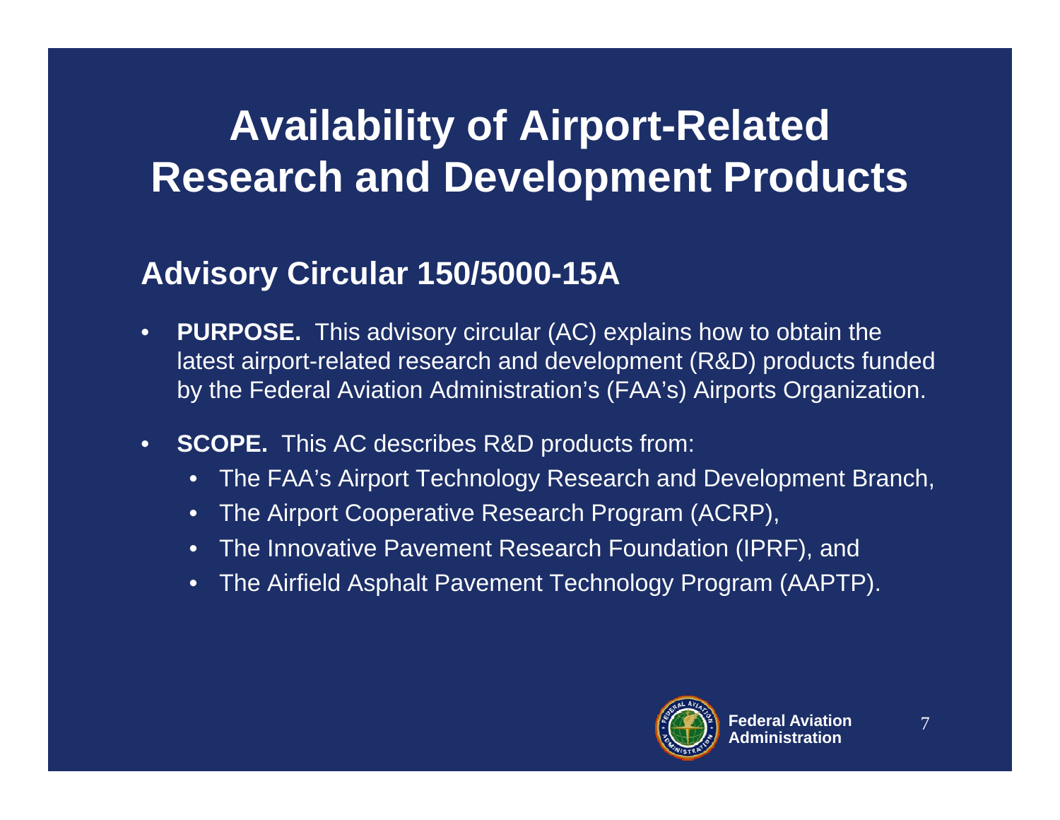# Availability of Airport-Related Research and Development Products

## Advisory Circular 150/5000-15A

- **PURPOSE.** This advisory circular (AC) explains how to obtain the latest airport-related research and development (R&D) products funded by the Federal Aviation Administration's (FAA's) Airports Organization.
- **SCOPE.** This AC describes R&D products from:
  - The FAA's Airport Technology Research and Development Branch,
  - The Airport Cooperative Research Program (ACRP),
  - The Innovative Pavement Research Foundation (IPRF), and
  - The Airfield Asphalt Pavement Technology Program (AAPTP).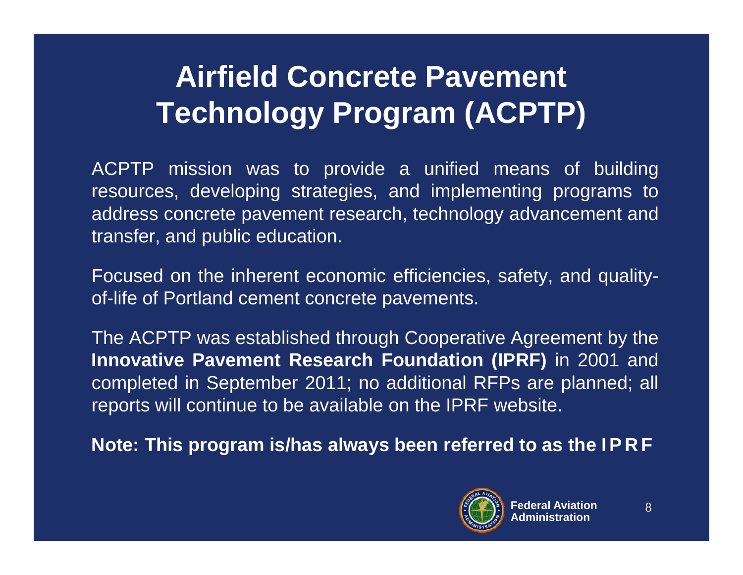# Airfield Concrete Pavement Technology Program (ACPTP)

ACPTP mission was to provide a unified means of building resources, developing strategies, and implementing programs to address concrete pavement research, technology advancement and transfer, and public education.

Focused on the inherent economic efficiencies, safety, and quality-of-life of Portland cement concrete pavements.

The ACPTP was established through Cooperative Agreement by the **Innovative Pavement Research Foundation (IPRF)** in 2001 and completed in September 2011; no additional RFPs are planned; all reports will continue to be available on the IPRF website.

**Note: This program is/has always been referred to as the IPRF**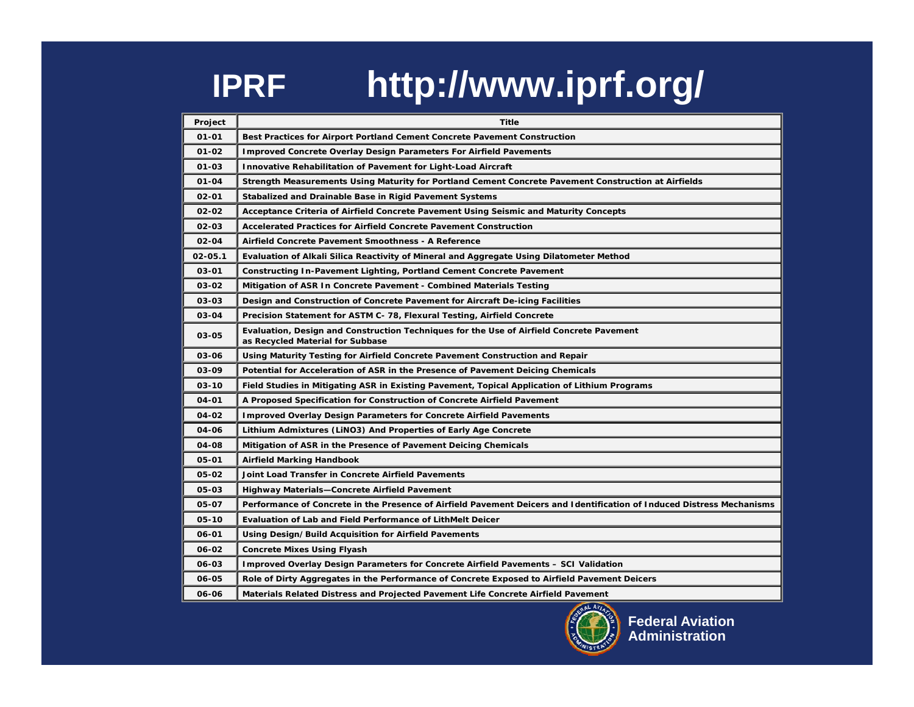# IPRF http://www.iprf.org/

| Project | Title |
|---|---|
| 01-01 | Best Practices for Airport Portland Cement Concrete Pavement Construction |
| 01-02 | Improved Concrete Overlay Design Parameters For Airfield Pavements |
| 01-03 | Innovative Rehabilitation of Pavement for Light-Load Aircraft |
| 01-04 | Strength Measurements Using Maturity for Portland Cement Concrete Pavement Construction at Airfields |
| 02-01 | Stabalized and Drainable Base in Rigid Pavement Systems |
| 02-02 | Acceptance Criteria of Airfield Concrete Pavement Using Seismic and Maturity Concepts |
| 02-03 | Accelerated Practices for Airfield Concrete Pavement Construction |
| 02-04 | Airfield Concrete Pavement Smoothness - A Reference |
| 02-05.1 | Evaluation of Alkali Silica Reactivity of Mineral and Aggregate Using Dilatometer Method |
| 03-01 | Constructing In-Pavement Lighting, Portland Cement Concrete Pavement |
| 03-02 | Mitigation of ASR In Concrete Pavement - Combined Materials Testing |
| 03-03 | Design and Construction of Concrete Pavement for Aircraft De-icing Facilities |
| 03-04 | Precision Statement for ASTM C- 78, Flexural Testing, Airfield Concrete |
| 03-05 | Evaluation, Design and Construction Techniques for the Use of Airfield Concrete Pavement as Recycled Material for Subbase |
| 03-06 | Using Maturity Testing for Airfield Concrete Pavement Construction and Repair |
| 03-09 | Potential for Acceleration of ASR in the Presence of Pavement Deicing Chemicals |
| 03-10 | Field Studies in Mitigating ASR in Existing Pavement, Topical Application of Lithium Programs |
| 04-01 | A Proposed Specification for Construction of Concrete Airfield Pavement |
| 04-02 | Improved Overlay Design Parameters for Concrete Airfield Pavements |
| 04-06 | Lithium Admixtures (LiNO3) And Properties of Early Age Concrete |
| 04-08 | Mitigation of ASR in the Presence of Pavement Deicing Chemicals |
| 05-01 | Airfield Marking Handbook |
| 05-02 | Joint Load Transfer in Concrete Airfield Pavements |
| 05-03 | Highway Materials—Concrete Airfield Pavement |
| 05-07 | Performance of Concrete in the Presence of Airfield Pavement Deicers and Identification of Induced Distress Mechanisms |
| 05-10 | Evaluation of Lab and Field Performance of LithMelt Deicer |
| 06-01 | Using Design/ Build Acquisition for Airfield Pavements |
| 06-02 | Concrete Mixes Using Flyash |
| 06-03 | Improved Overlay Design Parameters for Concrete Airfield Pavements – SCI Validation |
| 06-05 | Role of Dirty Aggregates in the Performance of Concrete Exposed to Airfield Pavement Deicers |
| 06-06 | Materials Related Distress and Projected Pavement Life Concrete Airfield Pavement |

Federal Aviation Administration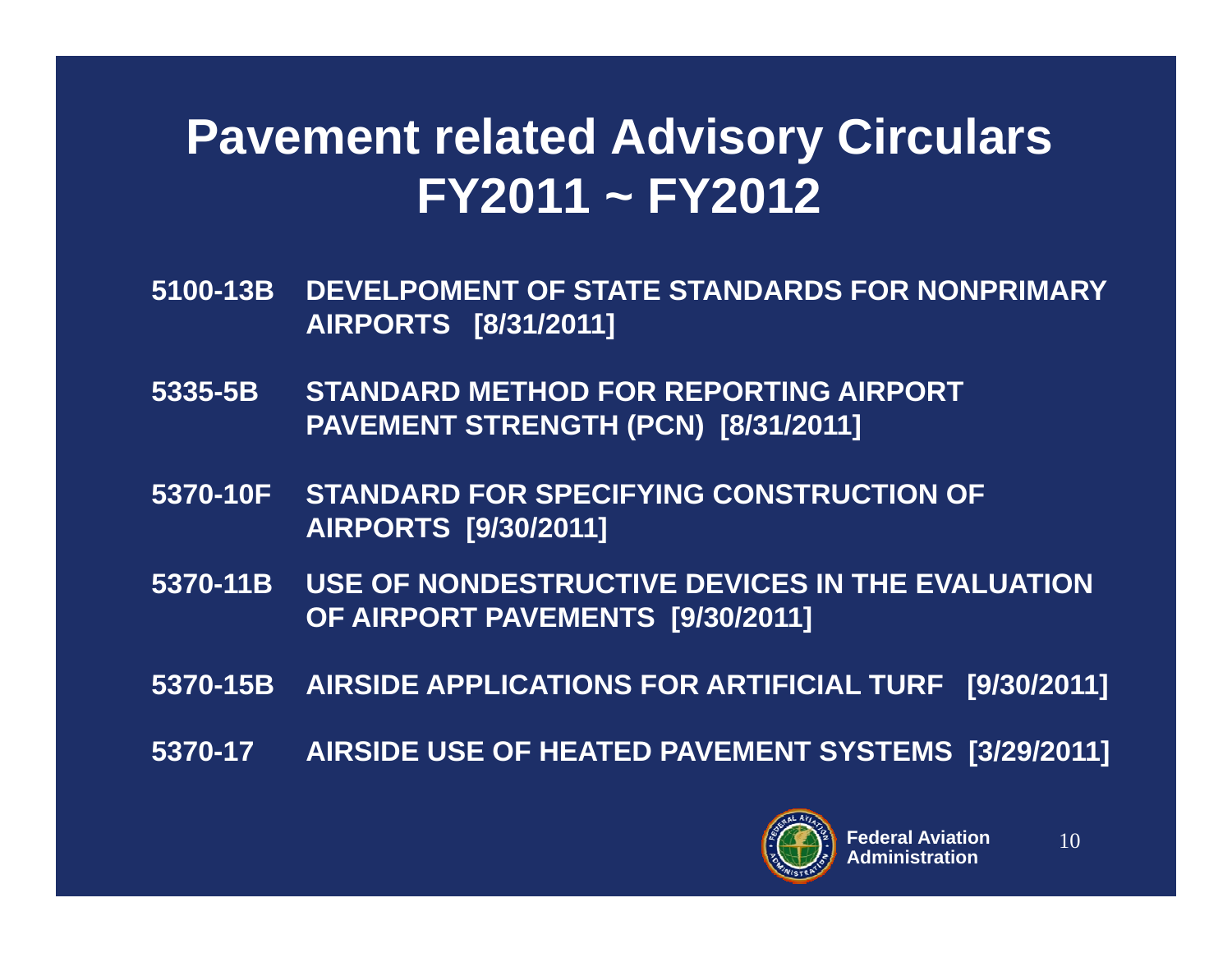# Pavement related Advisory Circulars FY2011 ~ FY2012

**5100-13B** DEVELPOMENT OF STATE STANDARDS FOR NONPRIMARY AIRPORTS [8/31/2011]

**5335-5B** STANDARD METHOD FOR REPORTING AIRPORT PAVEMENT STRENGTH (PCN) [8/31/2011]

**5370-10F** STANDARD FOR SPECIFYING CONSTRUCTION OF AIRPORTS [9/30/2011]

**5370-11B** USE OF NONDESTRUCTIVE DEVICES IN THE EVALUATION OF AIRPORT PAVEMENTS [9/30/2011]

**5370-15B** AIRSIDE APPLICATIONS FOR ARTIFICIAL TURF [9/30/2011]

**5370-17** AIRSIDE USE OF HEATED PAVEMENT SYSTEMS [3/29/2011]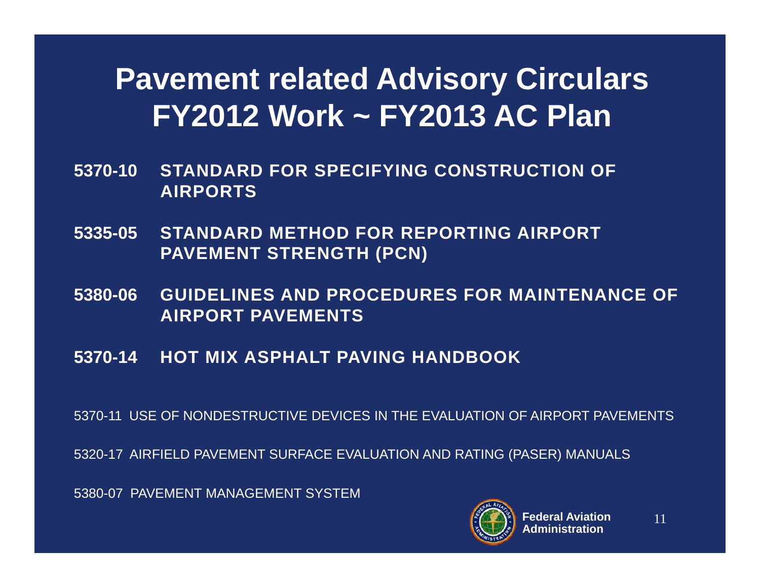# Pavement related Advisory Circulars FY2012 Work ~ FY2013 AC Plan

**5370-10 STANDARD FOR SPECIFYING CONSTRUCTION OF AIRPORTS**

**5335-05 STANDARD METHOD FOR REPORTING AIRPORT PAVEMENT STRENGTH (PCN)**

**5380-06 GUIDELINES AND PROCEDURES FOR MAINTENANCE OF AIRPORT PAVEMENTS**

**5370-14 HOT MIX ASPHALT PAVING HANDBOOK**

5370-11 USE OF NONDESTRUCTIVE DEVICES IN THE EVALUATION OF AIRPORT PAVEMENTS

5320-17 AIRFIELD PAVEMENT SURFACE EVALUATION AND RATING (PASER) MANUALS

5380-07 PAVEMENT MANAGEMENT SYSTEM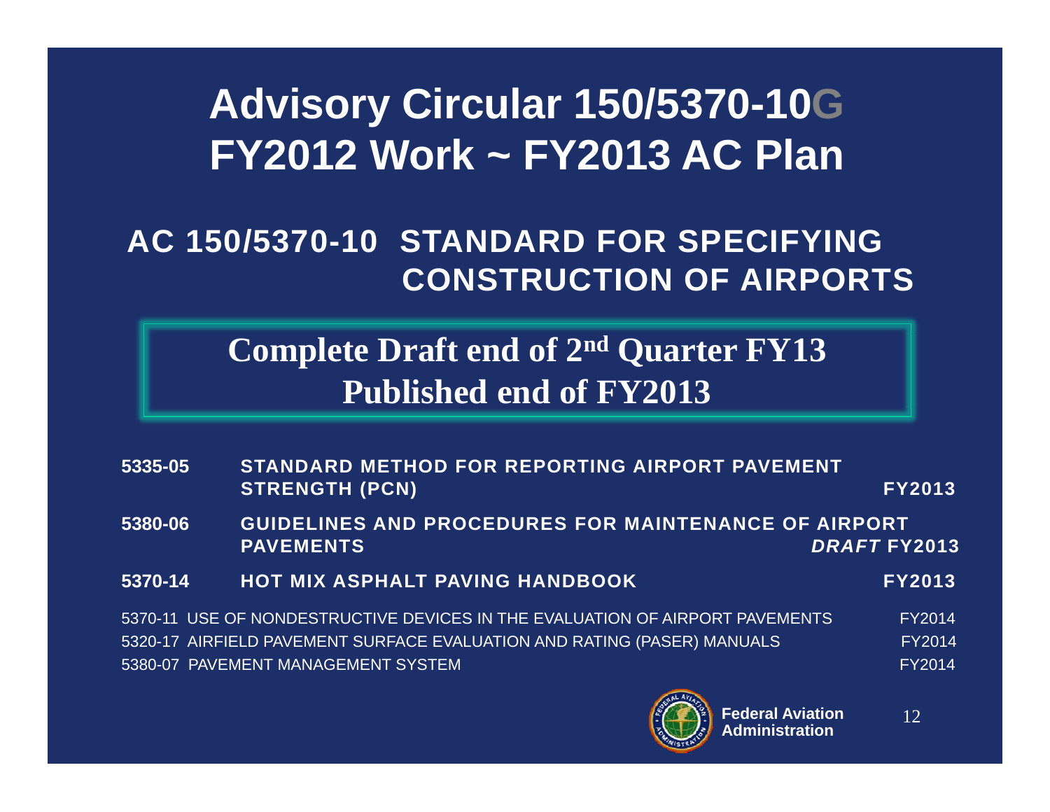# Advisory Circular 150/5370-10G
# FY2012 Work ~ FY2013 AC Plan

## AC 150/5370-10 STANDARD FOR SPECIFYING CONSTRUCTION OF AIRPORTS

**Complete Draft end of 2nd Quarter FY13**
**Published end of FY2013**

| | | |
|---|---|---|
| **5335-05** | **STANDARD METHOD FOR REPORTING AIRPORT PAVEMENT STRENGTH (PCN)** | **FY2013** |
| **5380-06** | **GUIDELINES AND PROCEDURES FOR MAINTENANCE OF AIRPORT PAVEMENTS** | ***DRAFT* FY2013** |
| **5370-14** | **HOT MIX ASPHALT PAVING HANDBOOK** | **FY2013** |
| 5370-11 | USE OF NONDESTRUCTIVE DEVICES IN THE EVALUATION OF AIRPORT PAVEMENTS | FY2014 |
| 5320-17 | AIRFIELD PAVEMENT SURFACE EVALUATION AND RATING (PASER) MANUALS | FY2014 |
| 5380-07 | PAVEMENT MANAGEMENT SYSTEM | FY2014 |

Federal Aviation Administration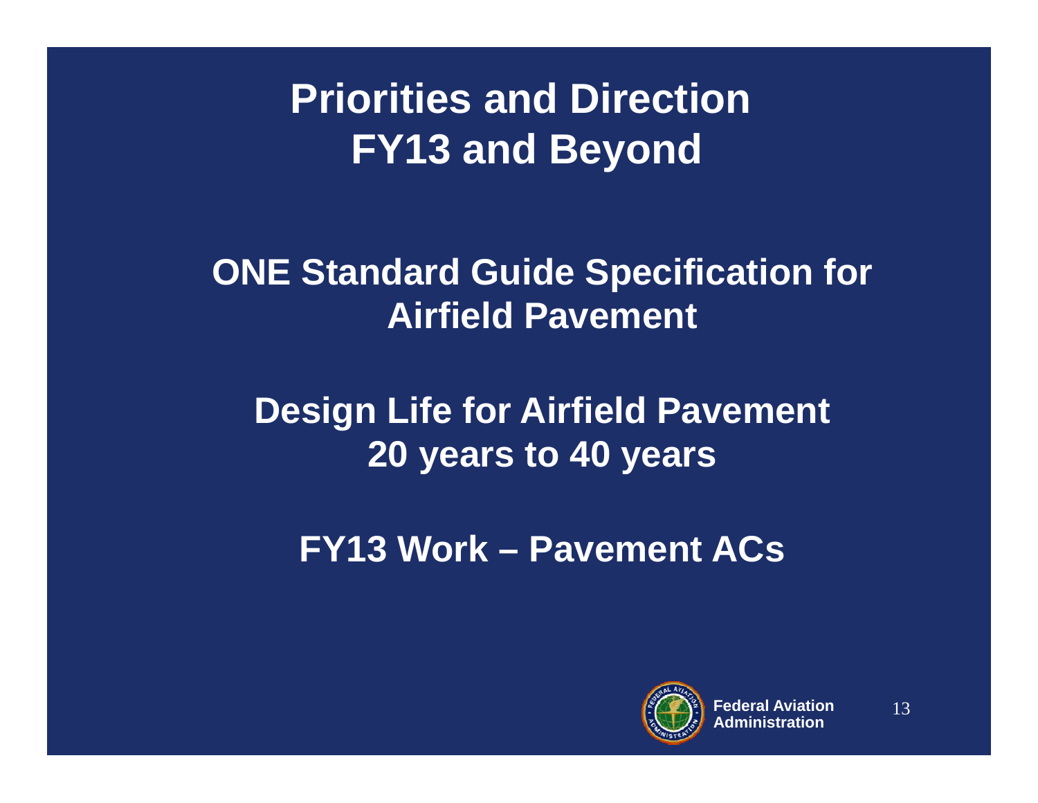# Priorities and Direction FY13 and Beyond

**ONE Standard Guide Specification for Airfield Pavement**

**Design Life for Airfield Pavement 20 years to 40 years**

**FY13 Work – Pavement ACs**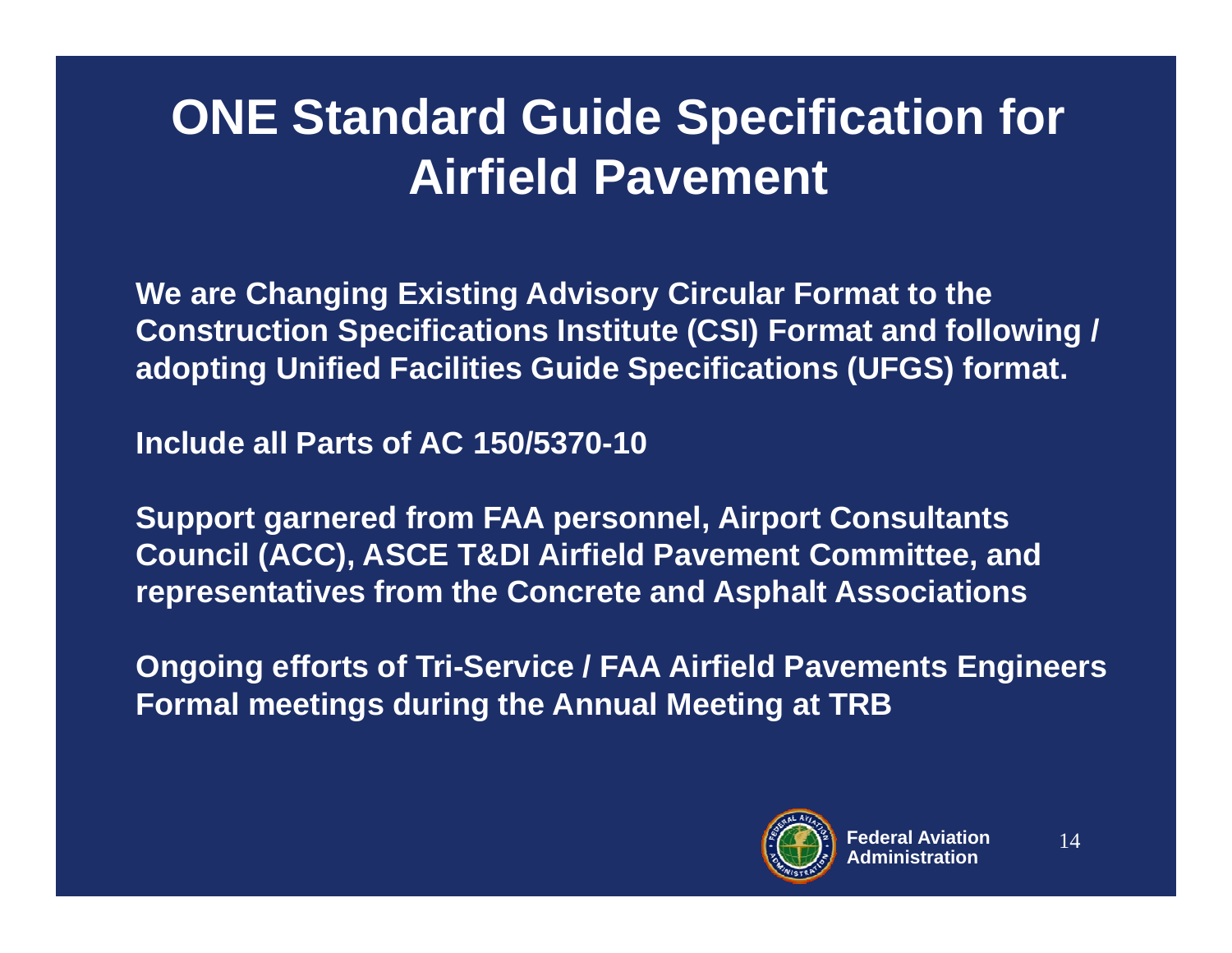# ONE Standard Guide Specification for Airfield Pavement

**We are Changing Existing Advisory Circular Format to the Construction Specifications Institute (CSI) Format and following / adopting Unified Facilities Guide Specifications (UFGS) format.**

**Include all Parts of AC 150/5370-10**

**Support garnered from FAA personnel, Airport Consultants Council (ACC), ASCE T&DI Airfield Pavement Committee, and representatives from the Concrete and Asphalt Associations**

**Ongoing efforts of Tri-Service / FAA Airfield Pavements Engineers Formal meetings during the Annual Meeting at TRB**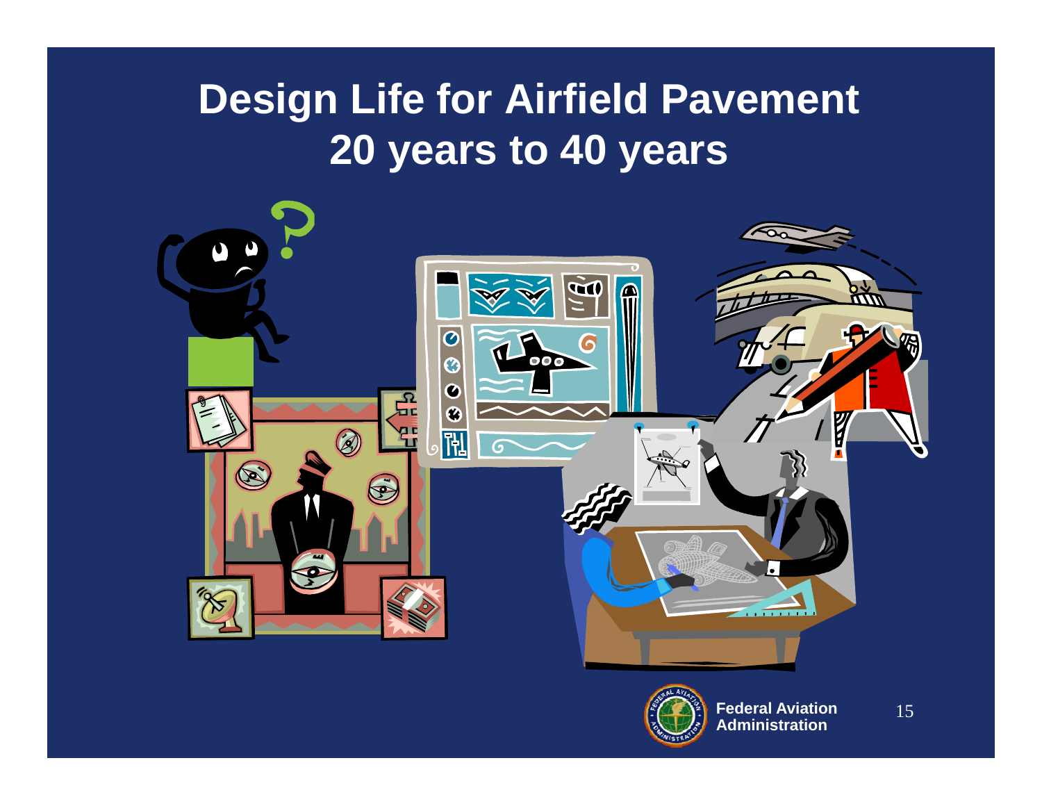# Design Life for Airfield Pavement
# 20 years to 40 years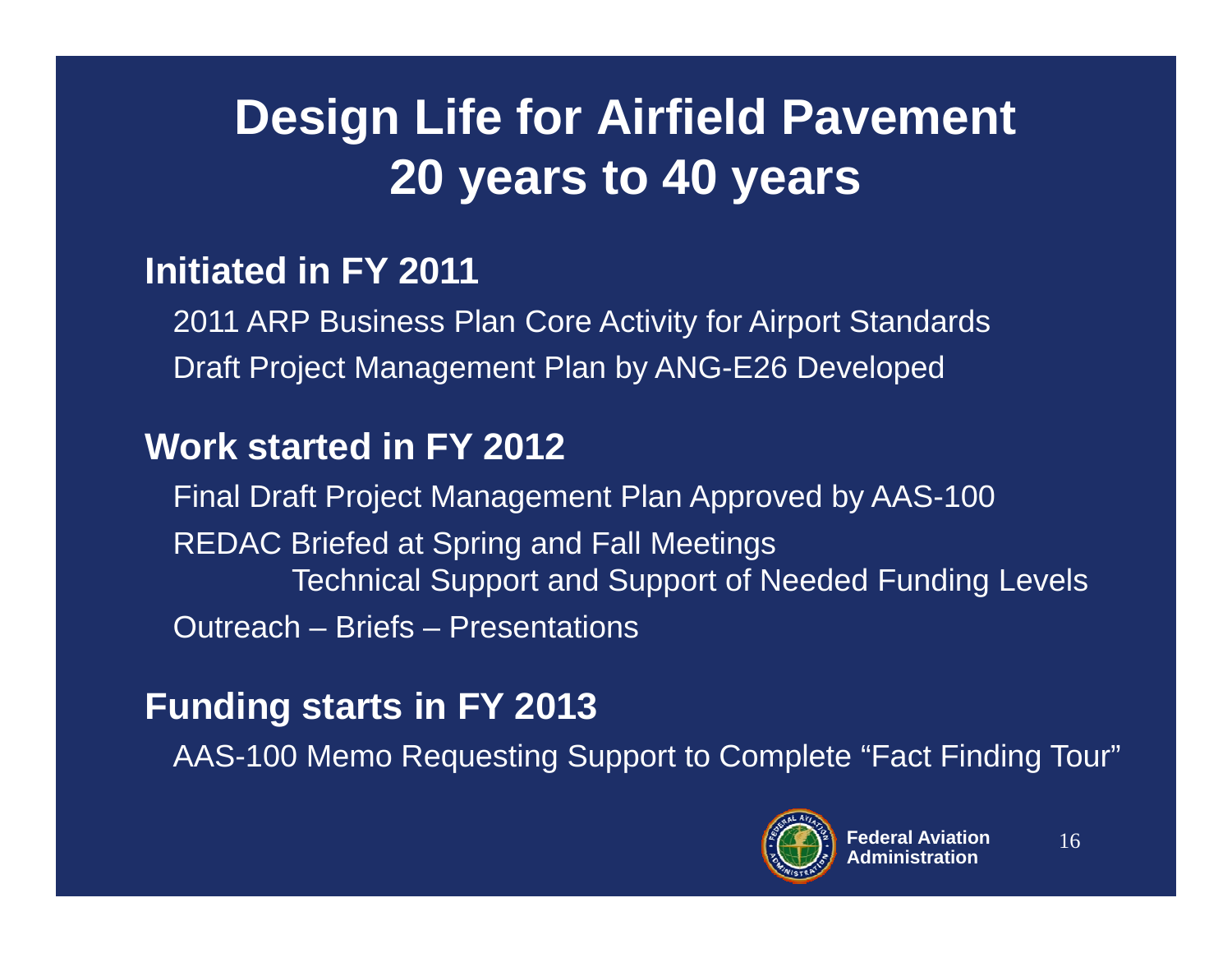# Design Life for Airfield Pavement 20 years to 40 years

## Initiated in FY 2011

- 2011 ARP Business Plan Core Activity for Airport Standards
- Draft Project Management Plan by ANG-E26 Developed

## Work started in FY 2012

- Final Draft Project Management Plan Approved by AAS-100
- REDAC Briefed at Spring and Fall Meetings
  - Technical Support and Support of Needed Funding Levels
- Outreach – Briefs – Presentations

## Funding starts in FY 2013

- AAS-100 Memo Requesting Support to Complete "Fact Finding Tour"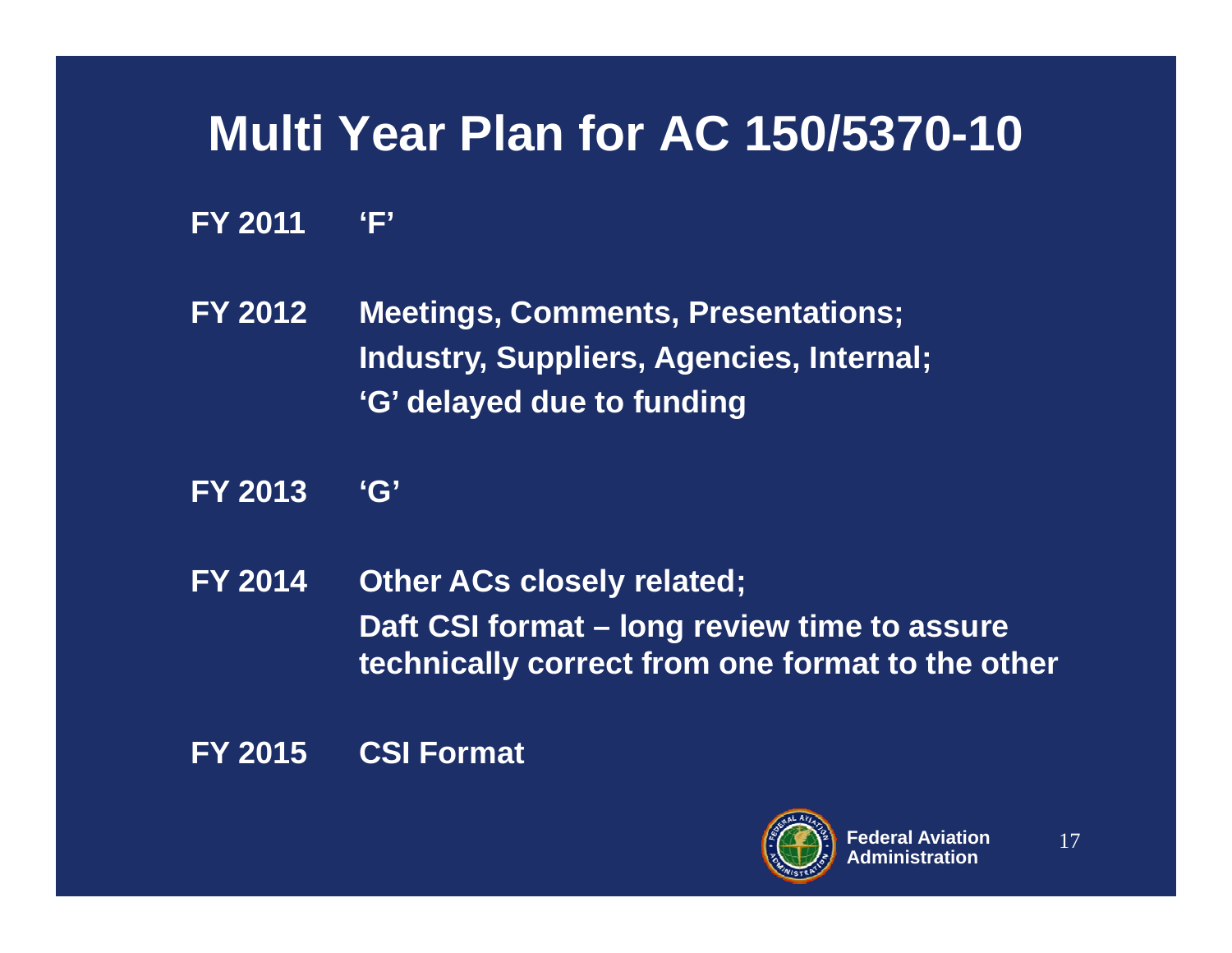# Multi Year Plan for AC 150/5370-10

**FY 2011** **'F'**

**FY 2012** **Meetings, Comments, Presentations; Industry, Suppliers, Agencies, Internal; 'G' delayed due to funding**

**FY 2013** **'G'**

**FY 2014** **Other ACs closely related; Daft CSI format – long review time to assure technically correct from one format to the other**

**FY 2015** **CSI Format**

Federal Aviation Administration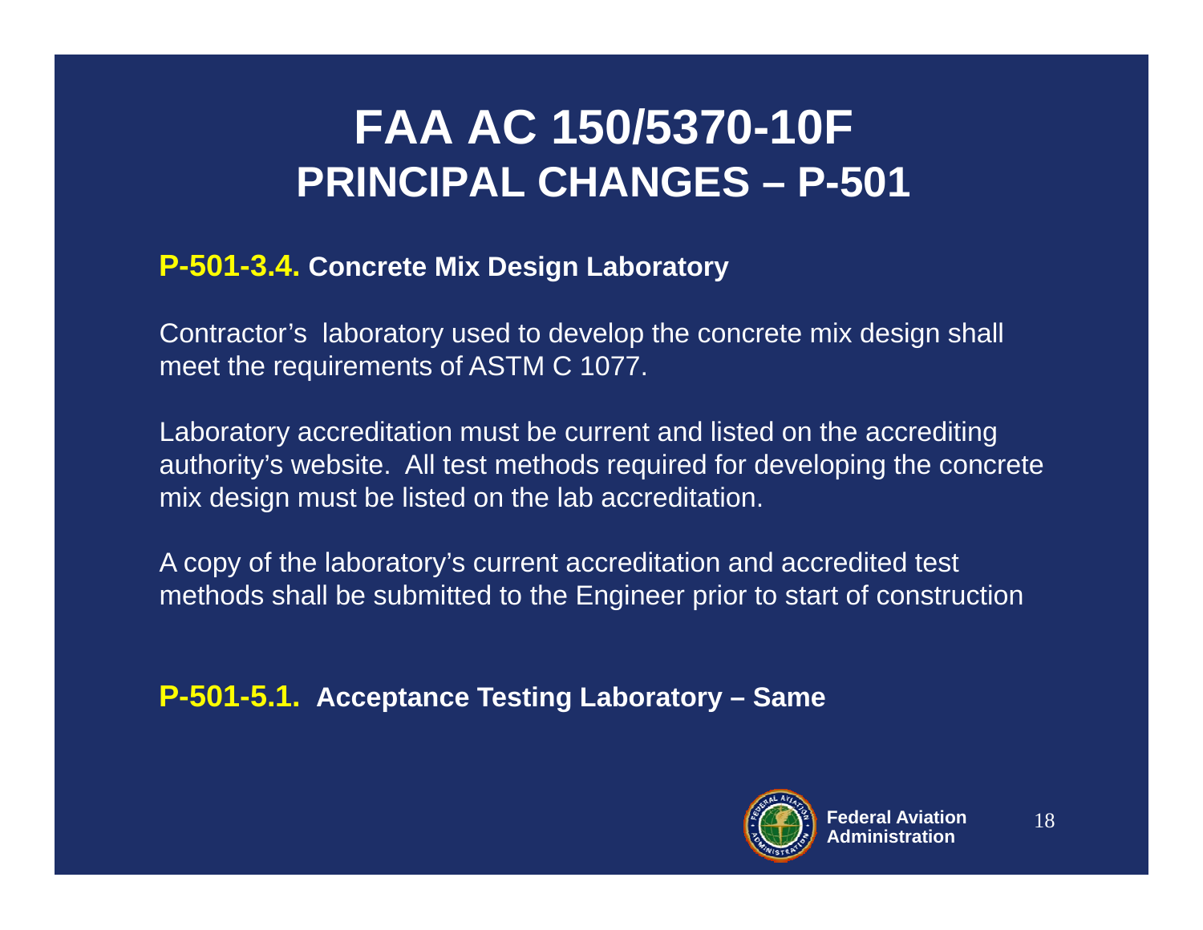# FAA AC 150/5370-10F
## PRINCIPAL CHANGES – P-501

**P-501-3.4. Concrete Mix Design Laboratory**

Contractor's laboratory used to develop the concrete mix design shall meet the requirements of ASTM C 1077.

Laboratory accreditation must be current and listed on the accrediting authority's website. All test methods required for developing the concrete mix design must be listed on the lab accreditation.

A copy of the laboratory's current accreditation and accredited test methods shall be submitted to the Engineer prior to start of construction

**P-501-5.1. Acceptance Testing Laboratory – Same**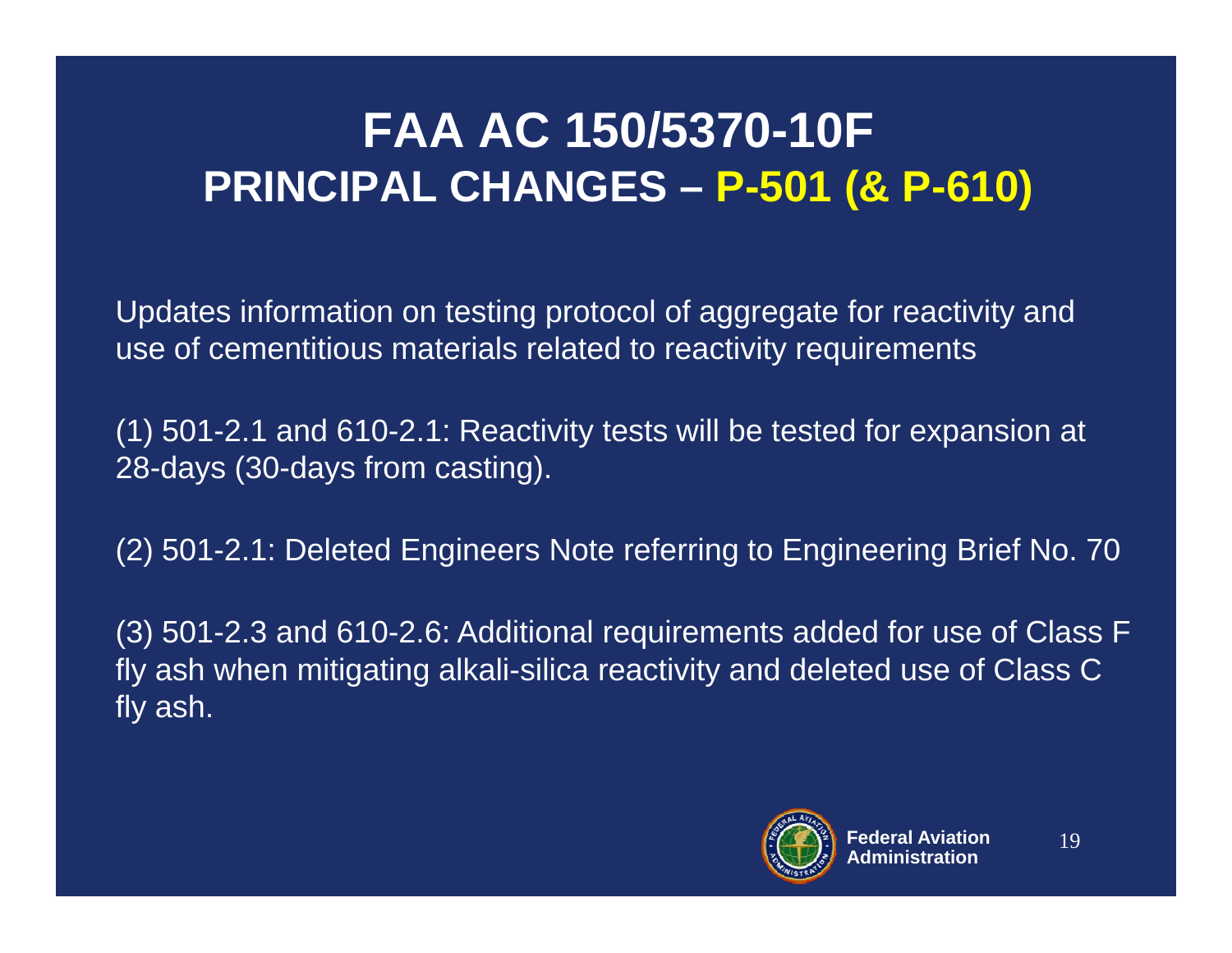# FAA AC 150/5370-10F

## PRINCIPAL CHANGES – P-501 (& P-610)

Updates information on testing protocol of aggregate for reactivity and use of cementitious materials related to reactivity requirements

(1) 501-2.1 and 610-2.1: Reactivity tests will be tested for expansion at 28-days (30-days from casting).

(2) 501-2.1: Deleted Engineers Note referring to Engineering Brief No. 70

(3) 501-2.3 and 610-2.6: Additional requirements added for use of Class F fly ash when mitigating alkali-silica reactivity and deleted use of Class C fly ash.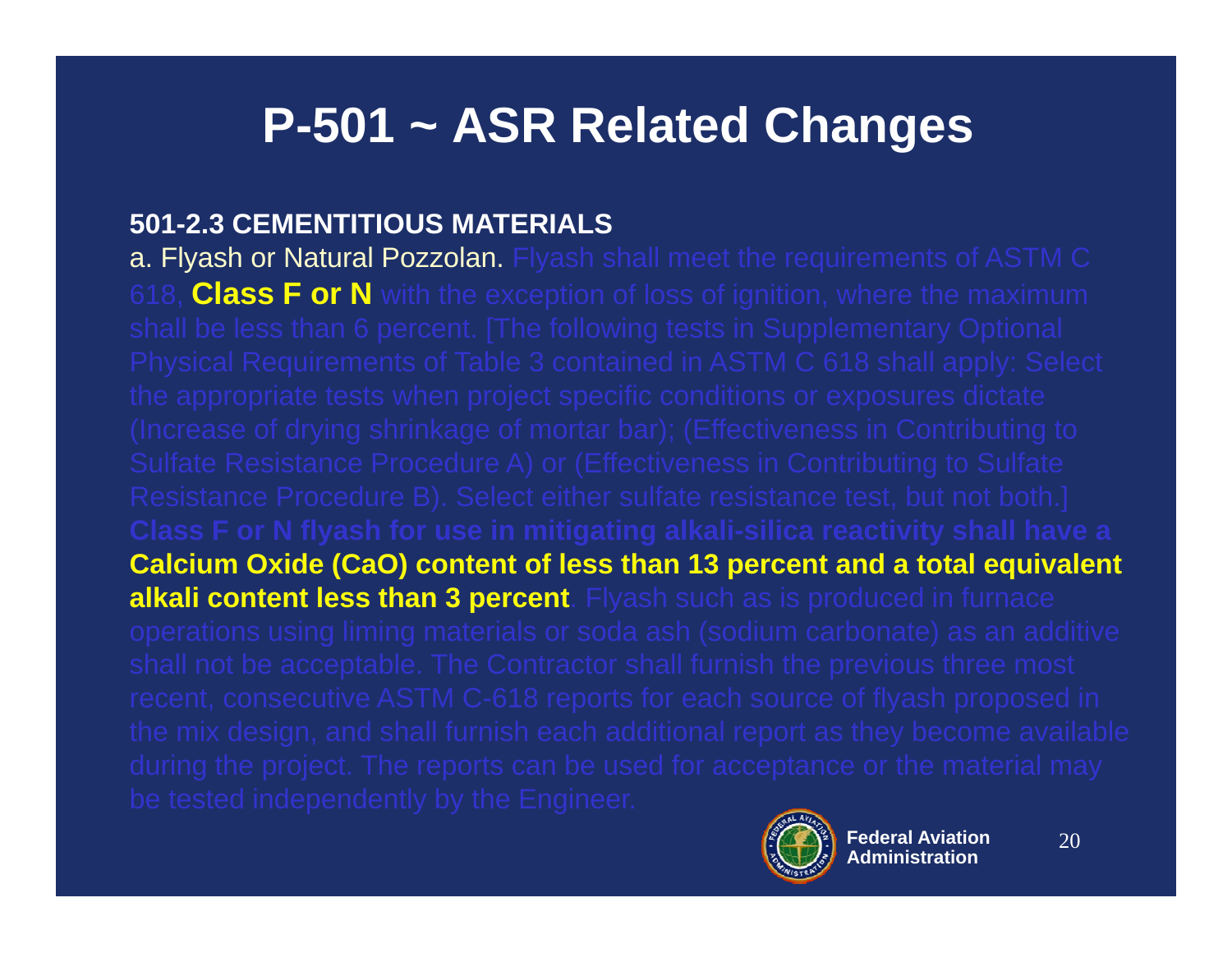# P-501 ~ ASR Related Changes

**501-2.3 CEMENTITIOUS MATERIALS**

a. Flyash or Natural Pozzolan. Flyash shall meet the requirements of ASTM C 618, **Class F or N** with the exception of loss of ignition, where the maximum shall be less than 6 percent. [The following tests in Supplementary Optional Physical Requirements of Table 3 contained in ASTM C 618 shall apply: Select the appropriate tests when project specific conditions or exposures dictate (Increase of drying shrinkage of mortar bar); (Effectiveness in Contributing to Sulfate Resistance Procedure A) or (Effectiveness in Contributing to Sulfate Resistance Procedure B). Select either sulfate resistance test, but not both.] **Class F or N flyash for use in mitigating alkali-silica reactivity shall have a Calcium Oxide (CaO) content of less than 13 percent and a total equivalent alkali content less than 3 percent**. Flyash such as is produced in furnace operations using liming materials or soda ash (sodium carbonate) as an additive shall not be acceptable. The Contractor shall furnish the previous three most recent, consecutive ASTM C-618 reports for each source of flyash proposed in the mix design, and shall furnish each additional report as they become available during the project. The reports can be used for acceptance or the material may be tested independently by the Engineer.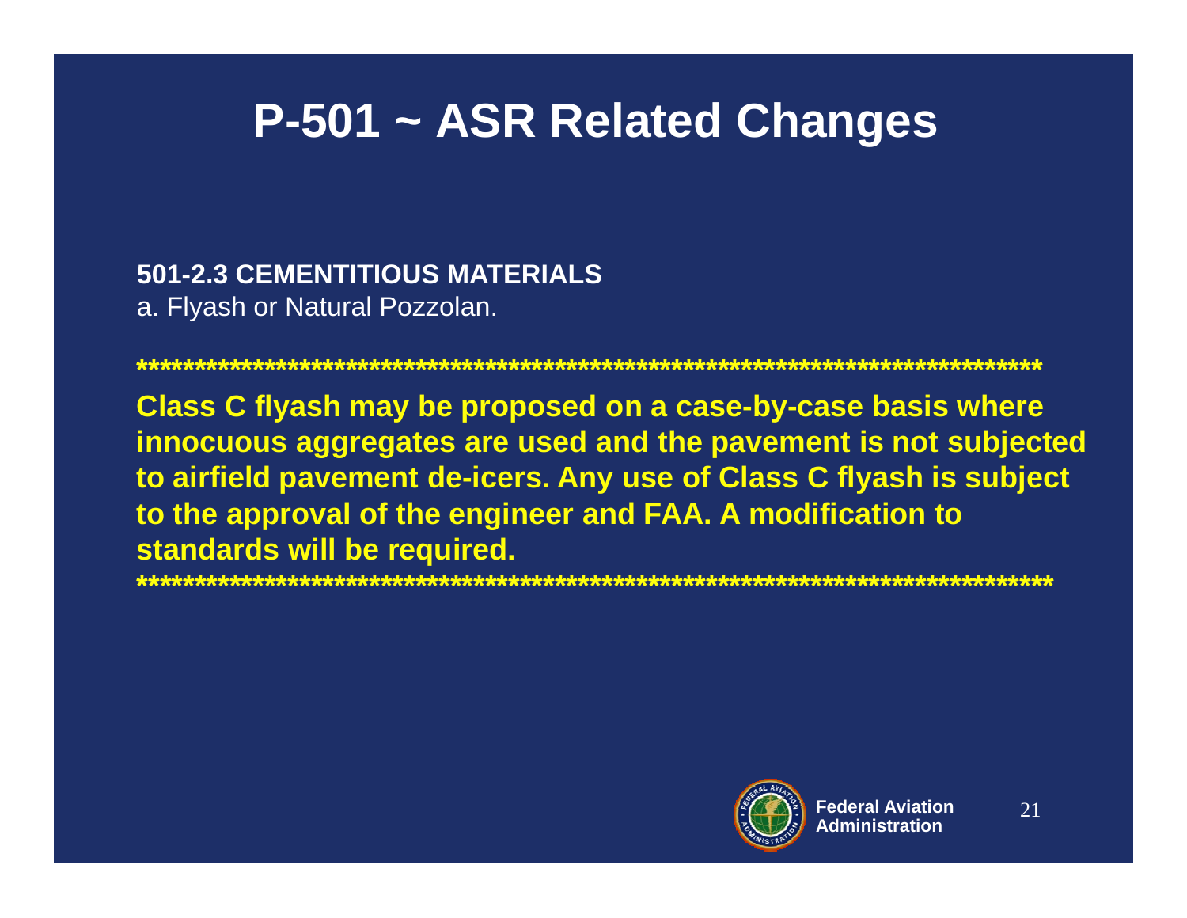# P-501 ~ ASR Related Changes

**501-2.3 CEMENTITIOUS MATERIALS**

a. Flyash or Natural Pozzolan.

**************************************************************************

**Class C flyash may be proposed on a case-by-case basis where innocuous aggregates are used and the pavement is not subjected to airfield pavement de-icers. Any use of Class C flyash is subject to the approval of the engineer and FAA. A modification to standards will be required.**

**************************************************************************

Federal Aviation Administration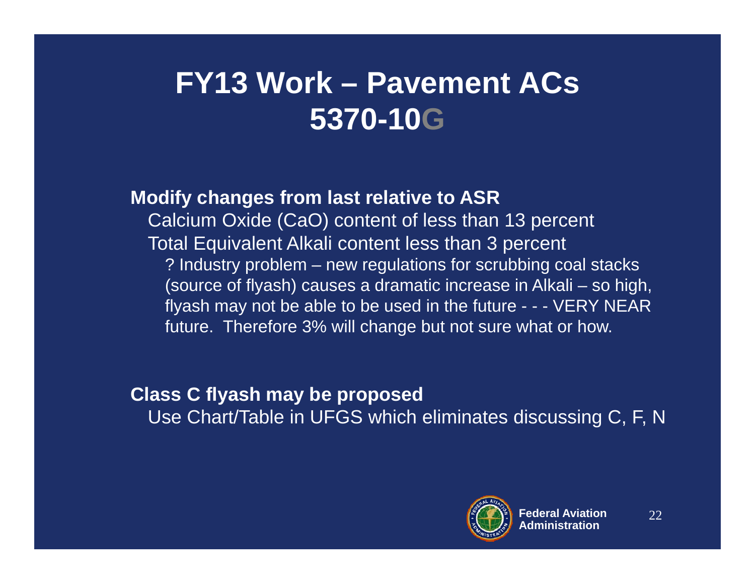# FY13 Work – Pavement ACs 5370-10G

**Modify changes from last relative to ASR**

- Calcium Oxide (CaO) content of less than 13 percent
- Total Equivalent Alkali content less than 3 percent
  - ? Industry problem – new regulations for scrubbing coal stacks (source of flyash) causes a dramatic increase in Alkali – so high, flyash may not be able to be used in the future - - - VERY NEAR future. Therefore 3% will change but not sure what or how.

**Class C flyash may be proposed**

- Use Chart/Table in UFGS which eliminates discussing C, F, N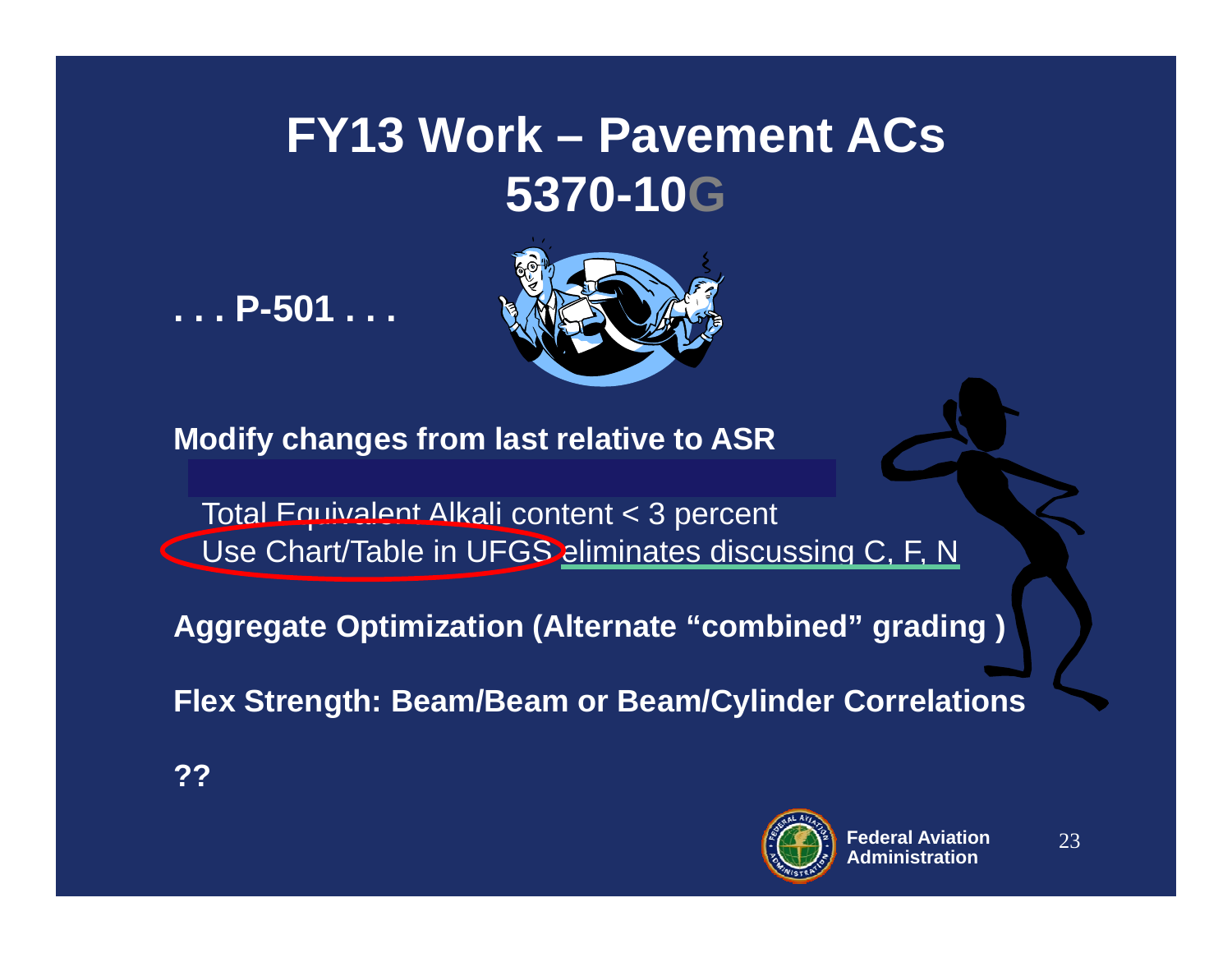# FY13 Work – Pavement ACs 5370-10G

**. . . P-501 . . .**

**Modify changes from last relative to ASR**

Total Equivalent Alkali content < 3 percent
Use Chart/Table in UFGS eliminates discussing C, F, N

**Aggregate Optimization (Alternate "combined" grading )**

**Flex Strength: Beam/Beam or Beam/Cylinder Correlations**

**??**

**Federal Aviation Administration**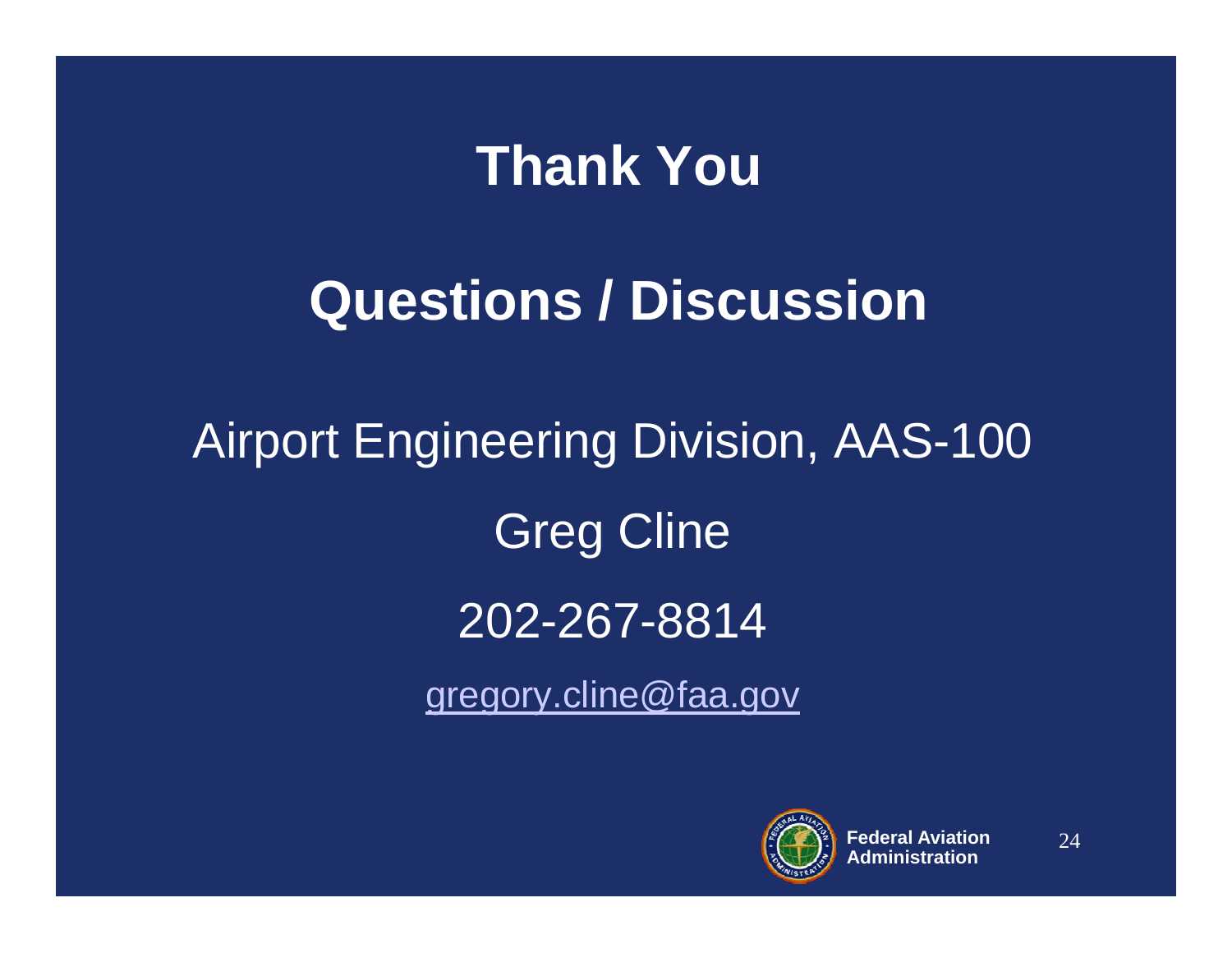# Thank You

# Questions / Discussion

Airport Engineering Division, AAS-100

Greg Cline

202-267-8814

gregory.cline@faa.gov

Federal Aviation Administration